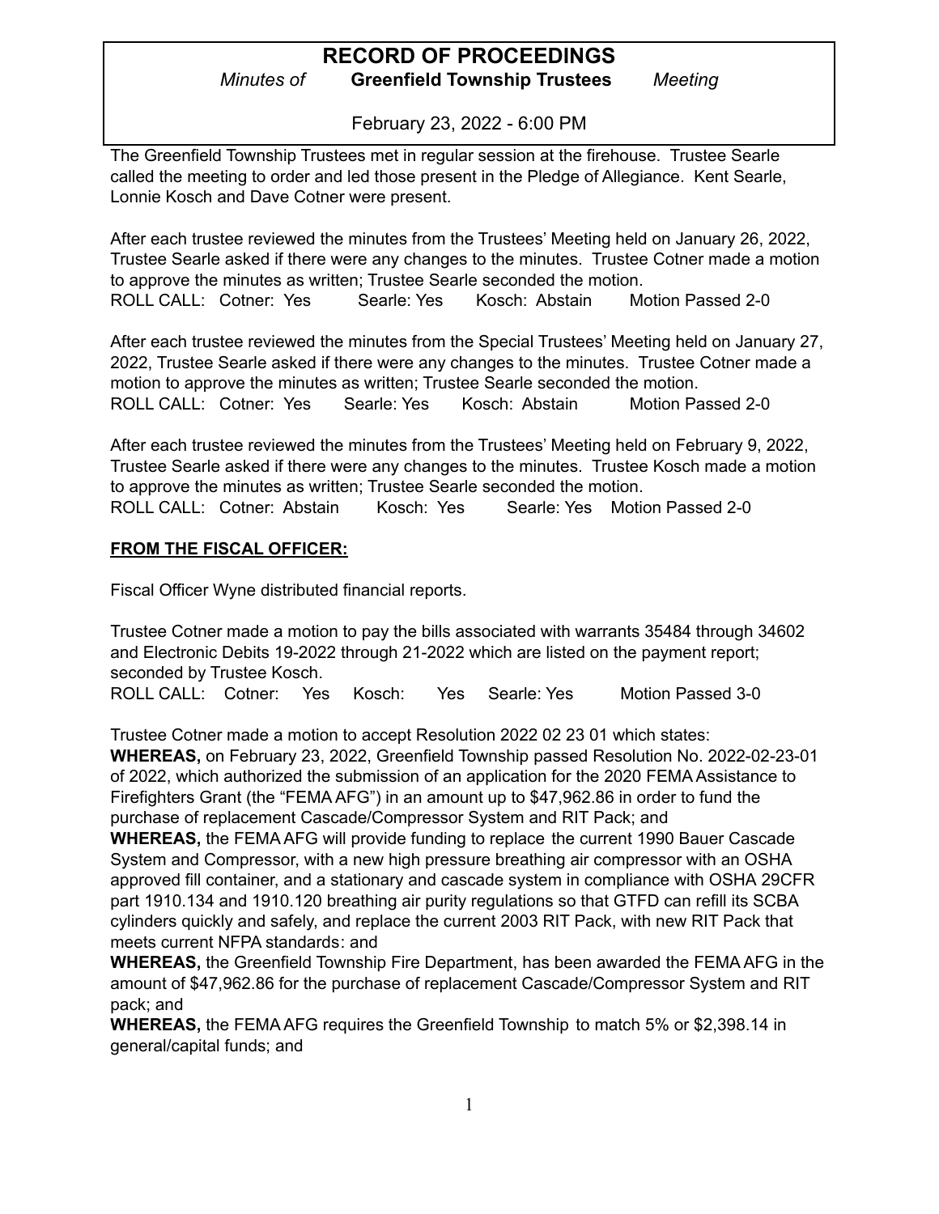# RECORD OF PROCEEDINGS

*Minutes of* **Greenfield Township Trustees** *Meeting*

February 23, 2022 - 6:00 PM

The Greenfield Township Trustees met in regular session at the firehouse. Trustee Searle called the meeting to order and led those present in the Pledge of Allegiance. Kent Searle, Lonnie Kosch and Dave Cotner were present.

After each trustee reviewed the minutes from the Trustees' Meeting held on January 26, 2022, Trustee Searle asked if there were any changes to the minutes. Trustee Cotner made a motion to approve the minutes as written; Trustee Searle seconded the motion.
ROLL CALL: Cotner: Yes Searle: Yes Kosch: Abstain Motion Passed 2-0

After each trustee reviewed the minutes from the Special Trustees' Meeting held on January 27, 2022, Trustee Searle asked if there were any changes to the minutes. Trustee Cotner made a motion to approve the minutes as written; Trustee Searle seconded the motion.
ROLL CALL: Cotner: Yes Searle: Yes Kosch: Abstain Motion Passed 2-0

After each trustee reviewed the minutes from the Trustees' Meeting held on February 9, 2022, Trustee Searle asked if there were any changes to the minutes. Trustee Kosch made a motion to approve the minutes as written; Trustee Searle seconded the motion.
ROLL CALL: Cotner: Abstain Kosch: Yes Searle: Yes Motion Passed 2-0

**FROM THE FISCAL OFFICER:**

Fiscal Officer Wyne distributed financial reports.

Trustee Cotner made a motion to pay the bills associated with warrants 35484 through 34602 and Electronic Debits 19-2022 through 21-2022 which are listed on the payment report; seconded by Trustee Kosch.
ROLL CALL: Cotner: Yes Kosch: Yes Searle: Yes Motion Passed 3-0

Trustee Cotner made a motion to accept Resolution 2022 02 23 01 which states:
**WHEREAS,** on February 23, 2022, Greenfield Township passed Resolution No. 2022-02-23-01 of 2022, which authorized the submission of an application for the 2020 FEMA Assistance to Firefighters Grant (the "FEMA AFG") in an amount up to $47,962.86 in order to fund the purchase of replacement Cascade/Compressor System and RIT Pack; and
**WHEREAS,** the FEMA AFG will provide funding to replace the current 1990 Bauer Cascade System and Compressor, with a new high pressure breathing air compressor with an OSHA approved fill container, and a stationary and cascade system in compliance with OSHA 29CFR part 1910.134 and 1910.120 breathing air purity regulations so that GTFD can refill its SCBA cylinders quickly and safely, and replace the current 2003 RIT Pack, with new RIT Pack that meets current NFPA standards: and
**WHEREAS,** the Greenfield Township Fire Department, has been awarded the FEMA AFG in the amount of $47,962.86 for the purchase of replacement Cascade/Compressor System and RIT pack; and
**WHEREAS,** the FEMA AFG requires the Greenfield Township to match 5% or $2,398.14 in general/capital funds; and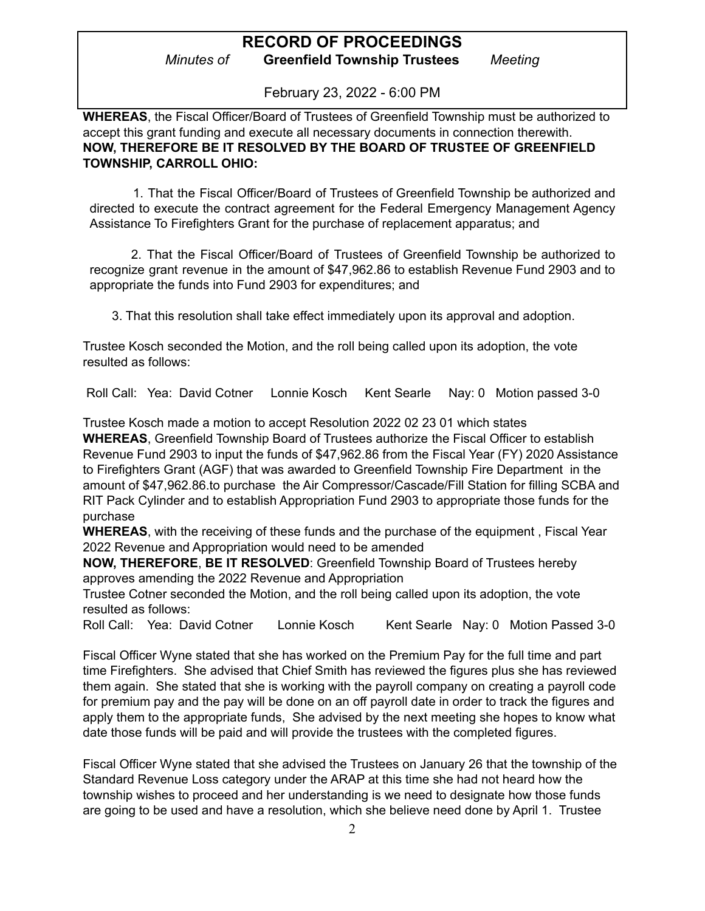**WHEREAS**, the Fiscal Officer/Board of Trustees of Greenfield Township must be authorized to accept this grant funding and execute all necessary documents in connection therewith.
**NOW, THEREFORE BE IT RESOLVED BY THE BOARD OF TRUSTEE OF GREENFIELD TOWNSHIP, CARROLL OHIO:**

1. That the Fiscal Officer/Board of Trustees of Greenfield Township be authorized and directed to execute the contract agreement for the Federal Emergency Management Agency Assistance To Firefighters Grant for the purchase of replacement apparatus; and

2. That the Fiscal Officer/Board of Trustees of Greenfield Township be authorized to recognize grant revenue in the amount of $47,962.86 to establish Revenue Fund 2903 and to appropriate the funds into Fund 2903 for expenditures; and

3. That this resolution shall take effect immediately upon its approval and adoption.

Trustee Kosch seconded the Motion, and the roll being called upon its adoption, the vote resulted as follows:

Roll Call: Yea: David Cotner Lonnie Kosch Kent Searle Nay: 0 Motion passed 3-0

Trustee Kosch made a motion to accept Resolution 2022 02 23 01 which states
**WHEREAS**, Greenfield Township Board of Trustees authorize the Fiscal Officer to establish Revenue Fund 2903 to input the funds of $47,962.86 from the Fiscal Year (FY) 2020 Assistance to Firefighters Grant (AGF) that was awarded to Greenfield Township Fire Department in the amount of $47,962.86.to purchase the Air Compressor/Cascade/Fill Station for filling SCBA and RIT Pack Cylinder and to establish Appropriation Fund 2903 to appropriate those funds for the purchase
**WHEREAS**, with the receiving of these funds and the purchase of the equipment , Fiscal Year 2022 Revenue and Appropriation would need to be amended
**NOW, THEREFORE**, **BE IT RESOLVED**: Greenfield Township Board of Trustees hereby approves amending the 2022 Revenue and Appropriation
Trustee Cotner seconded the Motion, and the roll being called upon its adoption, the vote resulted as follows:
Roll Call: Yea: David Cotner Lonnie Kosch Kent Searle Nay: 0 Motion Passed 3-0

Fiscal Officer Wyne stated that she has worked on the Premium Pay for the full time and part time Firefighters. She advised that Chief Smith has reviewed the figures plus she has reviewed them again. She stated that she is working with the payroll company on creating a payroll code for premium pay and the pay will be done on an off payroll date in order to track the figures and apply them to the appropriate funds, She advised by the next meeting she hopes to know what date those funds will be paid and will provide the trustees with the completed figures.

Fiscal Officer Wyne stated that she advised the Trustees on January 26 that the township of the Standard Revenue Loss category under the ARAP at this time she had not heard how the township wishes to proceed and her understanding is we need to designate how those funds are going to be used and have a resolution, which she believe need done by April 1. Trustee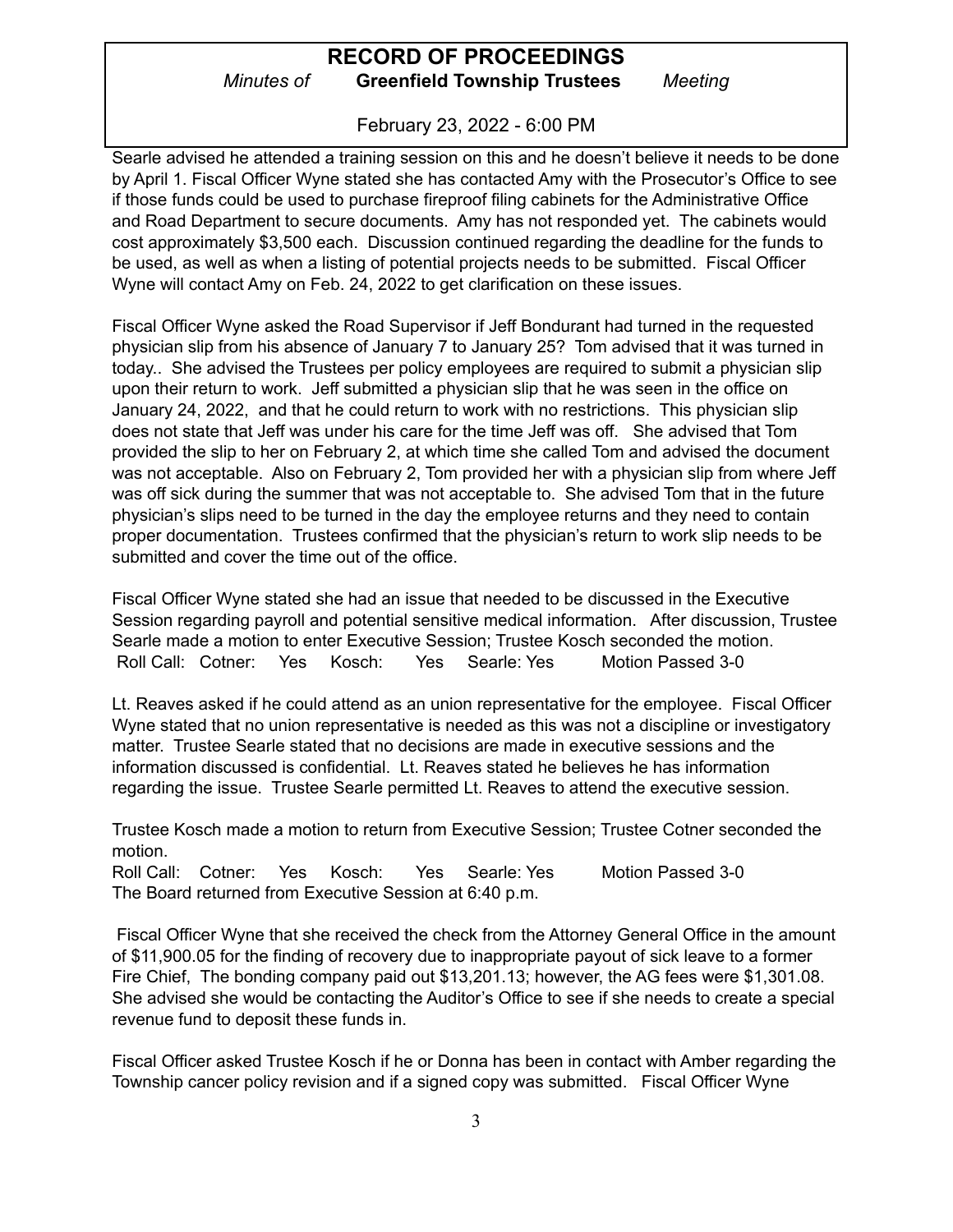Searle advised he attended a training session on this and he doesn't believe it needs to be done by April 1. Fiscal Officer Wyne stated she has contacted Amy with the Prosecutor's Office to see if those funds could be used to purchase fireproof filing cabinets for the Administrative Office and Road Department to secure documents. Amy has not responded yet. The cabinets would cost approximately $3,500 each. Discussion continued regarding the deadline for the funds to be used, as well as when a listing of potential projects needs to be submitted. Fiscal Officer Wyne will contact Amy on Feb. 24, 2022 to get clarification on these issues.

Fiscal Officer Wyne asked the Road Supervisor if Jeff Bondurant had turned in the requested physician slip from his absence of January 7 to January 25? Tom advised that it was turned in today.. She advised the Trustees per policy employees are required to submit a physician slip upon their return to work. Jeff submitted a physician slip that he was seen in the office on January 24, 2022, and that he could return to work with no restrictions. This physician slip does not state that Jeff was under his care for the time Jeff was off. She advised that Tom provided the slip to her on February 2, at which time she called Tom and advised the document was not acceptable. Also on February 2, Tom provided her with a physician slip from where Jeff was off sick during the summer that was not acceptable to. She advised Tom that in the future physician's slips need to be turned in the day the employee returns and they need to contain proper documentation. Trustees confirmed that the physician's return to work slip needs to be submitted and cover the time out of the office.

Fiscal Officer Wyne stated she had an issue that needed to be discussed in the Executive Session regarding payroll and potential sensitive medical information. After discussion, Trustee Searle made a motion to enter Executive Session; Trustee Kosch seconded the motion.
Roll Call: Cotner: Yes Kosch: Yes Searle: Yes Motion Passed 3-0

Lt. Reaves asked if he could attend as an union representative for the employee. Fiscal Officer Wyne stated that no union representative is needed as this was not a discipline or investigatory matter. Trustee Searle stated that no decisions are made in executive sessions and the information discussed is confidential. Lt. Reaves stated he believes he has information regarding the issue. Trustee Searle permitted Lt. Reaves to attend the executive session.

Trustee Kosch made a motion to return from Executive Session; Trustee Cotner seconded the motion.
Roll Call: Cotner: Yes Kosch: Yes Searle: Yes Motion Passed 3-0
The Board returned from Executive Session at 6:40 p.m.

Fiscal Officer Wyne that she received the check from the Attorney General Office in the amount of $11,900.05 for the finding of recovery due to inappropriate payout of sick leave to a former Fire Chief, The bonding company paid out $13,201.13; however, the AG fees were $1,301.08. She advised she would be contacting the Auditor's Office to see if she needs to create a special revenue fund to deposit these funds in.

Fiscal Officer asked Trustee Kosch if he or Donna has been in contact with Amber regarding the Township cancer policy revision and if a signed copy was submitted. Fiscal Officer Wyne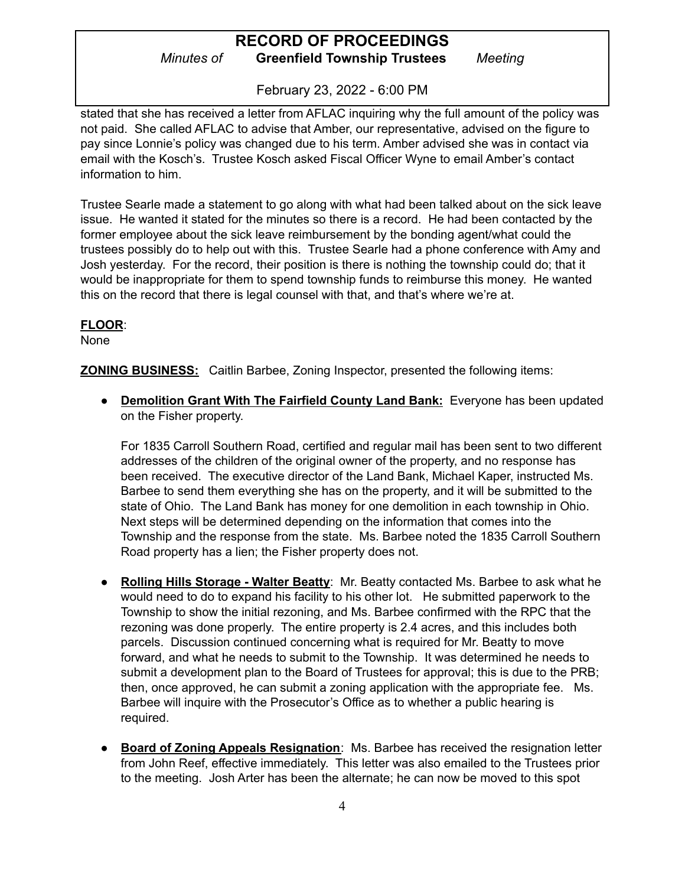stated that she has received a letter from AFLAC inquiring why the full amount of the policy was not paid. She called AFLAC to advise that Amber, our representative, advised on the figure to pay since Lonnie's policy was changed due to his term. Amber advised she was in contact via email with the Kosch's. Trustee Kosch asked Fiscal Officer Wyne to email Amber's contact information to him.

Trustee Searle made a statement to go along with what had been talked about on the sick leave issue. He wanted it stated for the minutes so there is a record. He had been contacted by the former employee about the sick leave reimbursement by the bonding agent/what could the trustees possibly do to help out with this. Trustee Searle had a phone conference with Amy and Josh yesterday. For the record, their position is there is nothing the township could do; that it would be inappropriate for them to spend township funds to reimburse this money. He wanted this on the record that there is legal counsel with that, and that's where we're at.

**FLOOR**:
None

**ZONING BUSINESS:** Caitlin Barbee, Zoning Inspector, presented the following items:

- **Demolition Grant With The Fairfield County Land Bank:** Everyone has been updated on the Fisher property.

  For 1835 Carroll Southern Road, certified and regular mail has been sent to two different addresses of the children of the original owner of the property, and no response has been received. The executive director of the Land Bank, Michael Kaper, instructed Ms. Barbee to send them everything she has on the property, and it will be submitted to the state of Ohio. The Land Bank has money for one demolition in each township in Ohio. Next steps will be determined depending on the information that comes into the Township and the response from the state. Ms. Barbee noted the 1835 Carroll Southern Road property has a lien; the Fisher property does not.

- **Rolling Hills Storage - Walter Beatty**: Mr. Beatty contacted Ms. Barbee to ask what he would need to do to expand his facility to his other lot. He submitted paperwork to the Township to show the initial rezoning, and Ms. Barbee confirmed with the RPC that the rezoning was done properly. The entire property is 2.4 acres, and this includes both parcels. Discussion continued concerning what is required for Mr. Beatty to move forward, and what he needs to submit to the Township. It was determined he needs to submit a development plan to the Board of Trustees for approval; this is due to the PRB; then, once approved, he can submit a zoning application with the appropriate fee. Ms. Barbee will inquire with the Prosecutor's Office as to whether a public hearing is required.

- **Board of Zoning Appeals Resignation**: Ms. Barbee has received the resignation letter from John Reef, effective immediately. This letter was also emailed to the Trustees prior to the meeting. Josh Arter has been the alternate; he can now be moved to this spot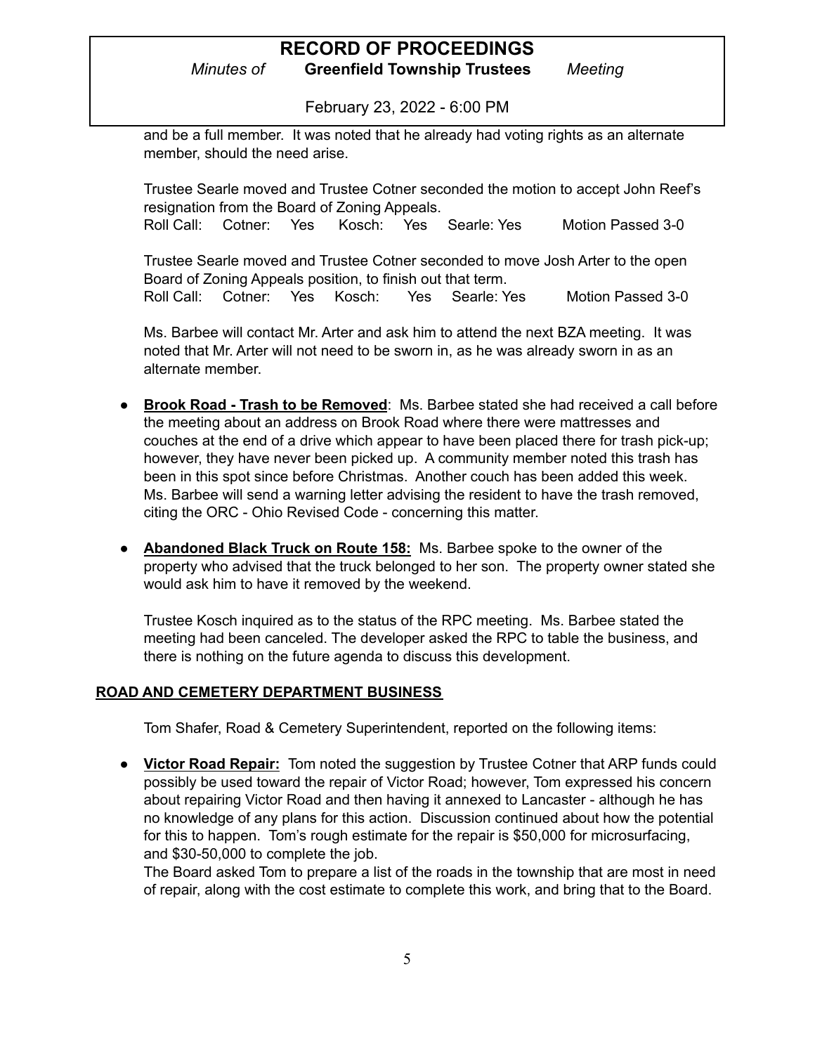and be a full member. It was noted that he already had voting rights as an alternate member, should the need arise.

Trustee Searle moved and Trustee Cotner seconded the motion to accept John Reef's resignation from the Board of Zoning Appeals.
Roll Call: Cotner: Yes Kosch: Yes Searle: Yes Motion Passed 3-0

Trustee Searle moved and Trustee Cotner seconded to move Josh Arter to the open Board of Zoning Appeals position, to finish out that term.
Roll Call: Cotner: Yes Kosch: Yes Searle: Yes Motion Passed 3-0

Ms. Barbee will contact Mr. Arter and ask him to attend the next BZA meeting. It was noted that Mr. Arter will not need to be sworn in, as he was already sworn in as an alternate member.

- **Brook Road - Trash to be Removed**: Ms. Barbee stated she had received a call before the meeting about an address on Brook Road where there were mattresses and couches at the end of a drive which appear to have been placed there for trash pick-up; however, they have never been picked up. A community member noted this trash has been in this spot since before Christmas. Another couch has been added this week. Ms. Barbee will send a warning letter advising the resident to have the trash removed, citing the ORC - Ohio Revised Code - concerning this matter.

- **Abandoned Black Truck on Route 158:** Ms. Barbee spoke to the owner of the property who advised that the truck belonged to her son. The property owner stated she would ask him to have it removed by the weekend.

  Trustee Kosch inquired as to the status of the RPC meeting. Ms. Barbee stated the meeting had been canceled. The developer asked the RPC to table the business, and there is nothing on the future agenda to discuss this development.

## ROAD AND CEMETERY DEPARTMENT BUSINESS

Tom Shafer, Road & Cemetery Superintendent, reported on the following items:

- **Victor Road Repair:** Tom noted the suggestion by Trustee Cotner that ARP funds could possibly be used toward the repair of Victor Road; however, Tom expressed his concern about repairing Victor Road and then having it annexed to Lancaster - although he has no knowledge of any plans for this action. Discussion continued about how the potential for this to happen. Tom's rough estimate for the repair is $50,000 for microsurfacing, and $30-50,000 to complete the job.
  The Board asked Tom to prepare a list of the roads in the township that are most in need of repair, along with the cost estimate to complete this work, and bring that to the Board.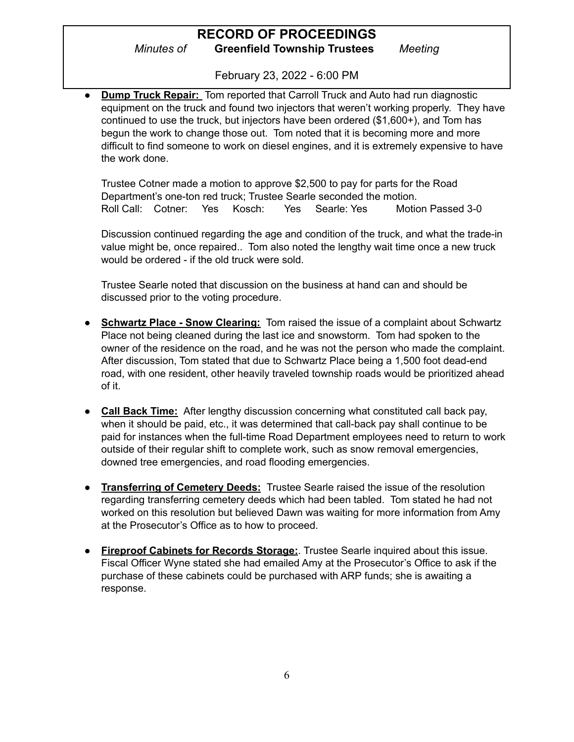- **Dump Truck Repair:** Tom reported that Carroll Truck and Auto had run diagnostic equipment on the truck and found two injectors that weren't working properly. They have continued to use the truck, but injectors have been ordered ($1,600+), and Tom has begun the work to change those out. Tom noted that it is becoming more and more difficult to find someone to work on diesel engines, and it is extremely expensive to have the work done.

  Trustee Cotner made a motion to approve $2,500 to pay for parts for the Road Department's one-ton red truck; Trustee Searle seconded the motion.
  Roll Call: Cotner: Yes Kosch: Yes Searle: Yes Motion Passed 3-0

  Discussion continued regarding the age and condition of the truck, and what the trade-in value might be, once repaired.. Tom also noted the lengthy wait time once a new truck would be ordered - if the old truck were sold.

  Trustee Searle noted that discussion on the business at hand can and should be discussed prior to the voting procedure.

- **Schwartz Place - Snow Clearing:** Tom raised the issue of a complaint about Schwartz Place not being cleaned during the last ice and snowstorm. Tom had spoken to the owner of the residence on the road, and he was not the person who made the complaint. After discussion, Tom stated that due to Schwartz Place being a 1,500 foot dead-end road, with one resident, other heavily traveled township roads would be prioritized ahead of it.

- **Call Back Time:** After lengthy discussion concerning what constituted call back pay, when it should be paid, etc., it was determined that call-back pay shall continue to be paid for instances when the full-time Road Department employees need to return to work outside of their regular shift to complete work, such as snow removal emergencies, downed tree emergencies, and road flooding emergencies.

- **Transferring of Cemetery Deeds:** Trustee Searle raised the issue of the resolution regarding transferring cemetery deeds which had been tabled. Tom stated he had not worked on this resolution but believed Dawn was waiting for more information from Amy at the Prosecutor's Office as to how to proceed.

- **Fireproof Cabinets for Records Storage:**. Trustee Searle inquired about this issue. Fiscal Officer Wyne stated she had emailed Amy at the Prosecutor's Office to ask if the purchase of these cabinets could be purchased with ARP funds; she is awaiting a response.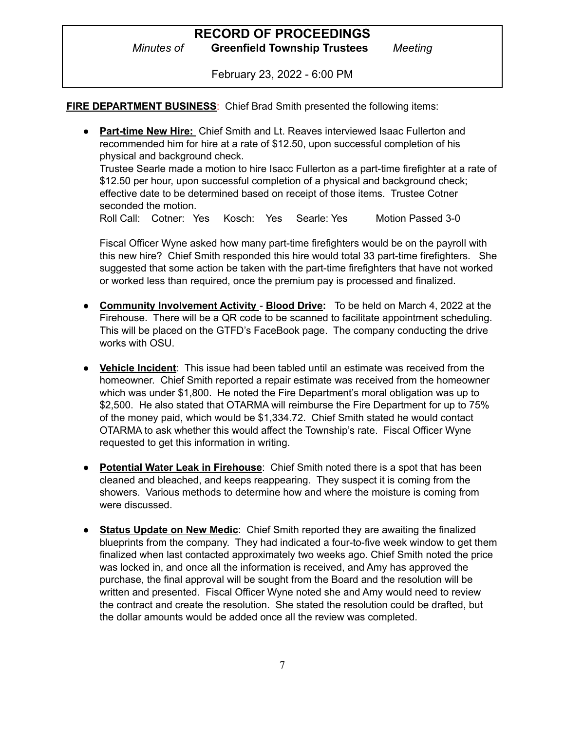**FIRE DEPARTMENT BUSINESS**: Chief Brad Smith presented the following items:

- **Part-time New Hire:** Chief Smith and Lt. Reaves interviewed Isaac Fullerton and recommended him for hire at a rate of $12.50, upon successful completion of his physical and background check.
  Trustee Searle made a motion to hire Isacc Fullerton as a part-time firefighter at a rate of $12.50 per hour, upon successful completion of a physical and background check; effective date to be determined based on receipt of those items. Trustee Cotner seconded the motion.
  Roll Call: Cotner: Yes Kosch: Yes Searle: Yes Motion Passed 3-0

  Fiscal Officer Wyne asked how many part-time firefighters would be on the payroll with this new hire? Chief Smith responded this hire would total 33 part-time firefighters. She suggested that some action be taken with the part-time firefighters that have not worked or worked less than required, once the premium pay is processed and finalized.

- **Community Involvement Activity** - **Blood Drive:** To be held on March 4, 2022 at the Firehouse. There will be a QR code to be scanned to facilitate appointment scheduling. This will be placed on the GTFD's FaceBook page. The company conducting the drive works with OSU.

- **Vehicle Incident**: This issue had been tabled until an estimate was received from the homeowner. Chief Smith reported a repair estimate was received from the homeowner which was under $1,800. He noted the Fire Department's moral obligation was up to $2,500. He also stated that OTARMA will reimburse the Fire Department for up to 75% of the money paid, which would be $1,334.72. Chief Smith stated he would contact OTARMA to ask whether this would affect the Township's rate. Fiscal Officer Wyne requested to get this information in writing.

- **Potential Water Leak in Firehouse**: Chief Smith noted there is a spot that has been cleaned and bleached, and keeps reappearing. They suspect it is coming from the showers. Various methods to determine how and where the moisture is coming from were discussed.

- **Status Update on New Medic**: Chief Smith reported they are awaiting the finalized blueprints from the company. They had indicated a four-to-five week window to get them finalized when last contacted approximately two weeks ago. Chief Smith noted the price was locked in, and once all the information is received, and Amy has approved the purchase, the final approval will be sought from the Board and the resolution will be written and presented. Fiscal Officer Wyne noted she and Amy would need to review the contract and create the resolution. She stated the resolution could be drafted, but the dollar amounts would be added once all the review was completed.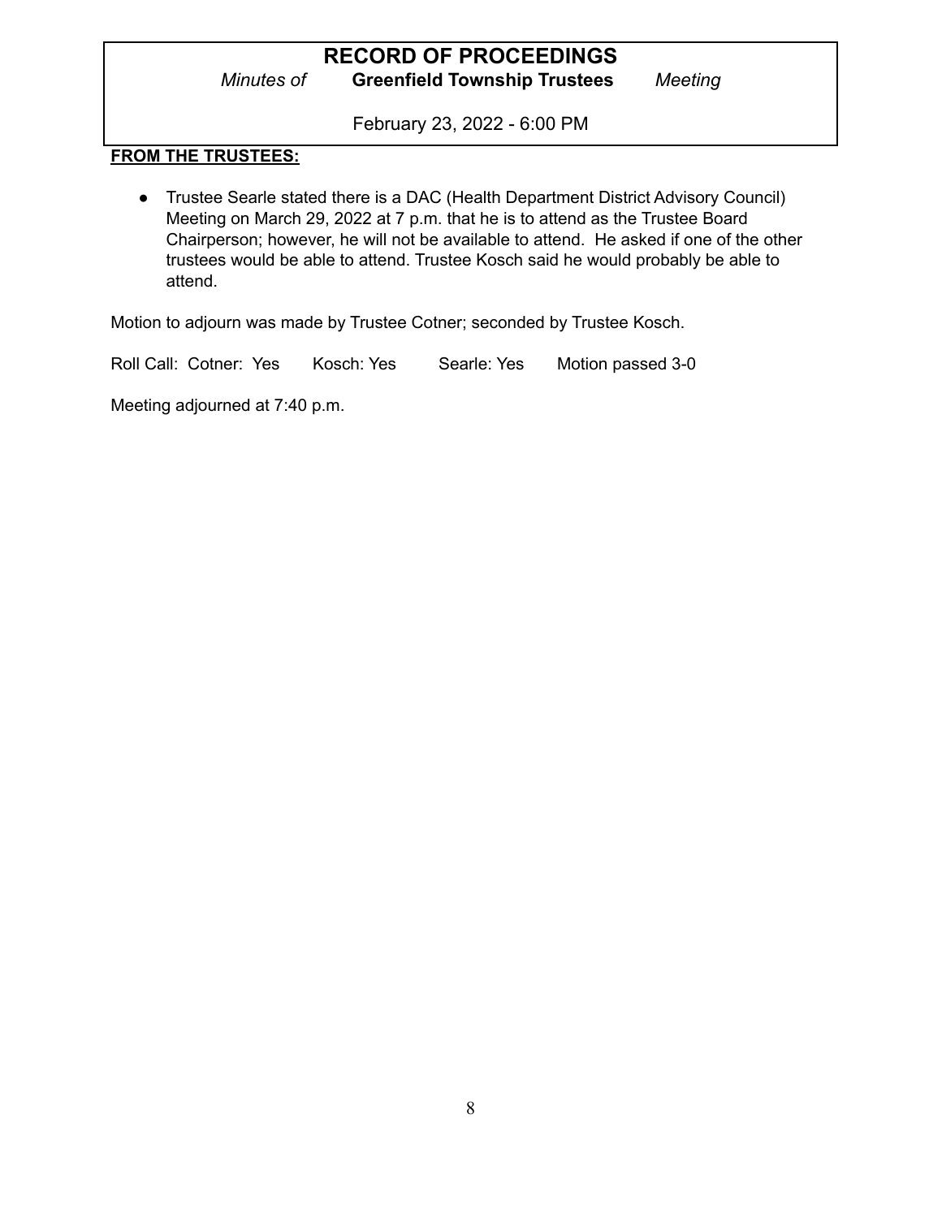**FROM THE TRUSTEES:**

- Trustee Searle stated there is a DAC (Health Department District Advisory Council) Meeting on March 29, 2022 at 7 p.m. that he is to attend as the Trustee Board Chairperson; however, he will not be available to attend. He asked if one of the other trustees would be able to attend. Trustee Kosch said he would probably be able to attend.

Motion to adjourn was made by Trustee Cotner; seconded by Trustee Kosch.

Roll Call: Cotner: Yes Kosch: Yes Searle: Yes Motion passed 3-0

Meeting adjourned at 7:40 p.m.